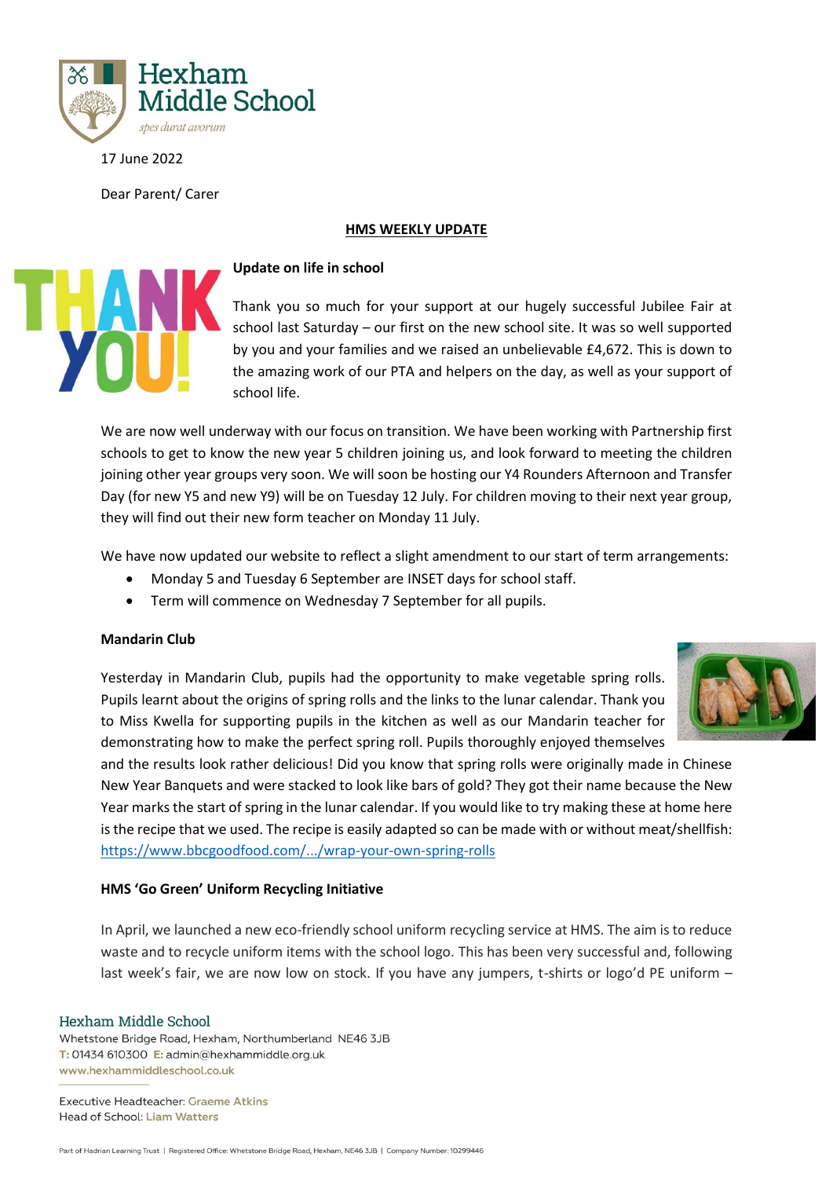Hexham Middle School

*spes durat avorum*

17 June 2022

Dear Parent/ Carer

**HMS WEEKLY UPDATE**

**Update on life in school**

Thank you so much for your support at our hugely successful Jubilee Fair at school last Saturday – our first on the new school site. It was so well supported by you and your families and we raised an unbelievable £4,672. This is down to the amazing work of our PTA and helpers on the day, as well as your support of school life.

We are now well underway with our focus on transition. We have been working with Partnership first schools to get to know the new year 5 children joining us, and look forward to meeting the children joining other year groups very soon. We will soon be hosting our Y4 Rounders Afternoon and Transfer Day (for new Y5 and new Y9) will be on Tuesday 12 July. For children moving to their next year group, they will find out their new form teacher on Monday 11 July.

We have now updated our website to reflect a slight amendment to our start of term arrangements:

- Monday 5 and Tuesday 6 September are INSET days for school staff.
- Term will commence on Wednesday 7 September for all pupils.

**Mandarin Club**

Yesterday in Mandarin Club, pupils had the opportunity to make vegetable spring rolls. Pupils learnt about the origins of spring rolls and the links to the lunar calendar. Thank you to Miss Kwella for supporting pupils in the kitchen as well as our Mandarin teacher for demonstrating how to make the perfect spring roll. Pupils thoroughly enjoyed themselves and the results look rather delicious! Did you know that spring rolls were originally made in Chinese New Year Banquets and were stacked to look like bars of gold? They got their name because the New Year marks the start of spring in the lunar calendar. If you would like to try making these at home here is the recipe that we used. The recipe is easily adapted so can be made with or without meat/shellfish: https://www.bbcgoodfood.com/.../wrap-your-own-spring-rolls

**HMS 'Go Green' Uniform Recycling Initiative**

In April, we launched a new eco-friendly school uniform recycling service at HMS. The aim is to reduce waste and to recycle uniform items with the school logo. This has been very successful and, following last week's fair, we are now low on stock. If you have any jumpers, t-shirts or logo'd PE uniform –

Hexham Middle School
Whetstone Bridge Road, Hexham, Northumberland NE46 3JB
T: 01434 610300 E: admin@hexhammiddle.org.uk
www.hexhammiddleschool.co.uk

Executive Headteacher: Graeme Atkins
Head of School: Liam Watters

Part of Hadrian Learning Trust | Registered Office: Whetstone Bridge Road, Hexham, NE46 3JB | Company Number: 10299446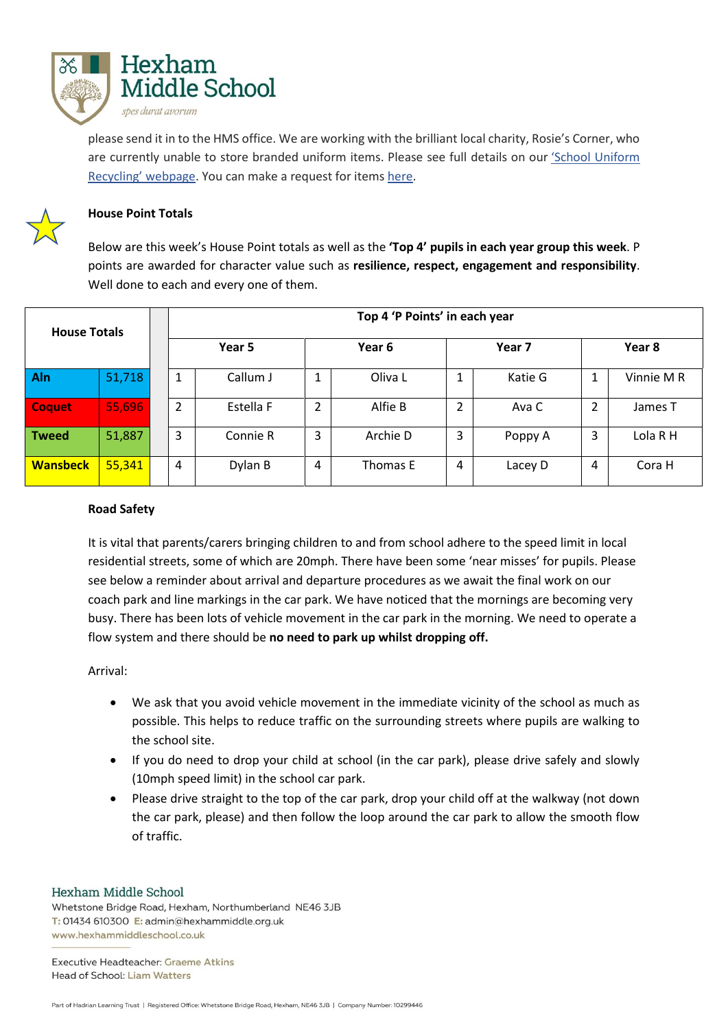please send it in to the HMS office. We are working with the brilliant local charity, Rosie's Corner, who are currently unable to store branded uniform items. Please see full details on our 'School Uniform Recycling' webpage. You can make a request for items here.

### House Point Totals

Below are this week's House Point totals as well as the **'Top 4' pupils in each year group this week**. P points are awarded for character value such as **resilience, respect, engagement and responsibility**. Well done to each and every one of them.

| House Totals | | Top 4 'P Points' in each year | | | | | | | |
|---|---|---|---|---|---|---|---|---|---|
| | | Year 5 | | Year 6 | | Year 7 | | Year 8 | |
| **Aln** | 51,718 | 1 | Callum J | 1 | Oliva L | 1 | Katie G | 1 | Vinnie M R |
| **Coquet** | 55,696 | 2 | Estella F | 2 | Alfie B | 2 | Ava C | 2 | James T |
| **Tweed** | 51,887 | 3 | Connie R | 3 | Archie D | 3 | Poppy A | 3 | Lola R H |
| **Wansbeck** | 55,341 | 4 | Dylan B | 4 | Thomas E | 4 | Lacey D | 4 | Cora H |

### Road Safety

It is vital that parents/carers bringing children to and from school adhere to the speed limit in local residential streets, some of which are 20mph. There have been some 'near misses' for pupils. Please see below a reminder about arrival and departure procedures as we await the final work on our coach park and line markings in the car park. We have noticed that the mornings are becoming very busy. There has been lots of vehicle movement in the car park in the morning. We need to operate a flow system and there should be **no need to park up whilst dropping off.**

Arrival:

- We ask that you avoid vehicle movement in the immediate vicinity of the school as much as possible. This helps to reduce traffic on the surrounding streets where pupils are walking to the school site.
- If you do need to drop your child at school (in the car park), please drive safely and slowly (10mph speed limit) in the school car park.
- Please drive straight to the top of the car park, drop your child off at the walkway (not down the car park, please) and then follow the loop around the car park to allow the smooth flow of traffic.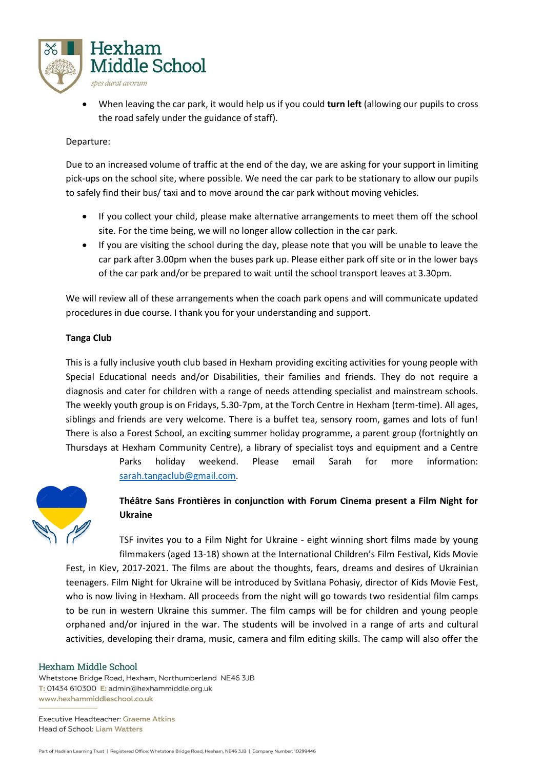- When leaving the car park, it would help us if you could **turn left** (allowing our pupils to cross the road safely under the guidance of staff).

Departure:

Due to an increased volume of traffic at the end of the day, we are asking for your support in limiting pick-ups on the school site, where possible. We need the car park to be stationary to allow our pupils to safely find their bus/ taxi and to move around the car park without moving vehicles.

- If you collect your child, please make alternative arrangements to meet them off the school site. For the time being, we will no longer allow collection in the car park.
- If you are visiting the school during the day, please note that you will be unable to leave the car park after 3.00pm when the buses park up. Please either park off site or in the lower bays of the car park and/or be prepared to wait until the school transport leaves at 3.30pm.

We will review all of these arrangements when the coach park opens and will communicate updated procedures in due course. I thank you for your understanding and support.

**Tanga Club**

This is a fully inclusive youth club based in Hexham providing exciting activities for young people with Special Educational needs and/or Disabilities, their families and friends. They do not require a diagnosis and cater for children with a range of needs attending specialist and mainstream schools. The weekly youth group is on Fridays, 5.30-7pm, at the Torch Centre in Hexham (term-time). All ages, siblings and friends are very welcome. There is a buffet tea, sensory room, games and lots of fun! There is also a Forest School, an exciting summer holiday programme, a parent group (fortnightly on Thursdays at Hexham Community Centre), a library of specialist toys and equipment and a Centre Parks holiday weekend. Please email Sarah for more information: sarah.tangaclub@gmail.com.

**Théâtre Sans Frontières in conjunction with Forum Cinema present a Film Night for Ukraine**

TSF invites you to a Film Night for Ukraine - eight winning short films made by young filmmakers (aged 13-18) shown at the International Children's Film Festival, Kids Movie Fest, in Kiev, 2017-2021. The films are about the thoughts, fears, dreams and desires of Ukrainian teenagers. Film Night for Ukraine will be introduced by Svitlana Pohasiy, director of Kids Movie Fest, who is now living in Hexham. All proceeds from the night will go towards two residential film camps to be run in western Ukraine this summer. The film camps will be for children and young people orphaned and/or injured in the war. The students will be involved in a range of arts and cultural activities, developing their drama, music, camera and film editing skills. The camp will also offer the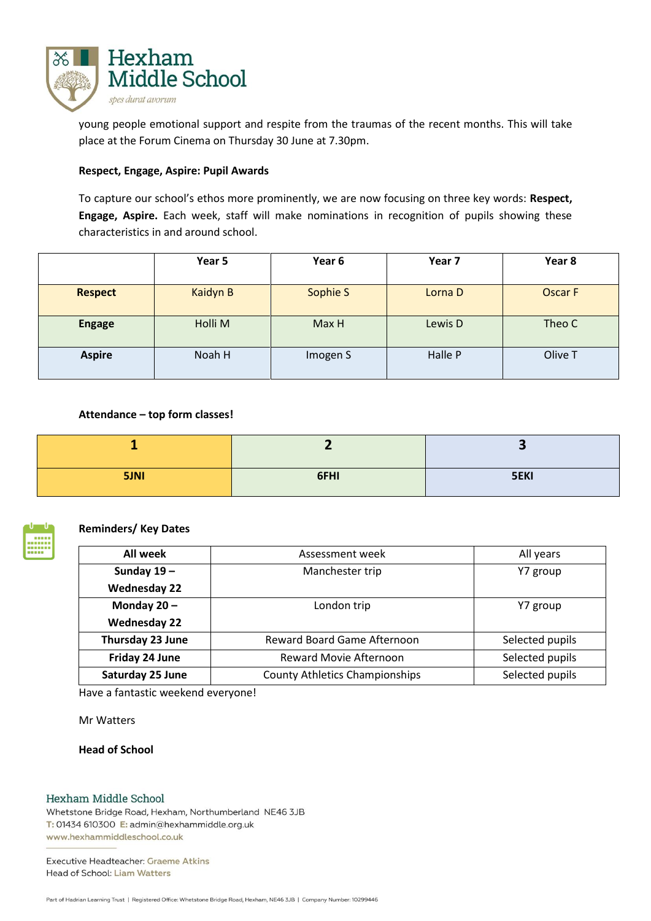young people emotional support and respite from the traumas of the recent months. This will take place at the Forum Cinema on Thursday 30 June at 7.30pm.

**Respect, Engage, Aspire: Pupil Awards**

To capture our school's ethos more prominently, we are now focusing on three key words: **Respect, Engage, Aspire.** Each week, staff will make nominations in recognition of pupils showing these characteristics in and around school.

| | Year 5 | Year 6 | Year 7 | Year 8 |
|---|---|---|---|---|
| **Respect** | Kaidyn B | Sophie S | Lorna D | Oscar F |
| **Engage** | Holli M | Max H | Lewis D | Theo C |
| **Aspire** | Noah H | Imogen S | Halle P | Olive T |

**Attendance – top form classes!**

| 1 | 2 | 3 |
|---|---|---|
| **5JNI** | **6FHI** | **5EKI** |

**Reminders/ Key Dates**

| | | |
|---|---|---|
| **All week** | Assessment week | All years |
| **Sunday 19 – Wednesday 22** | Manchester trip | Y7 group |
| **Monday 20 – Wednesday 22** | London trip | Y7 group |
| **Thursday 23 June** | Reward Board Game Afternoon | Selected pupils |
| **Friday 24 June** | Reward Movie Afternoon | Selected pupils |
| **Saturday 25 June** | County Athletics Championships | Selected pupils |

Have a fantastic weekend everyone!

Mr Watters

**Head of School**

Hexham Middle School
Whetstone Bridge Road, Hexham, Northumberland NE46 3JB
T: 01434 610300 E: admin@hexhammiddle.org.uk
www.hexhammiddleschool.co.uk

Executive Headteacher: Graeme Atkins
Head of School: Liam Watters

Part of Hadrian Learning Trust | Registered Office: Whetstone Bridge Road, Hexham, NE46 3JB | Company Number: 10299446